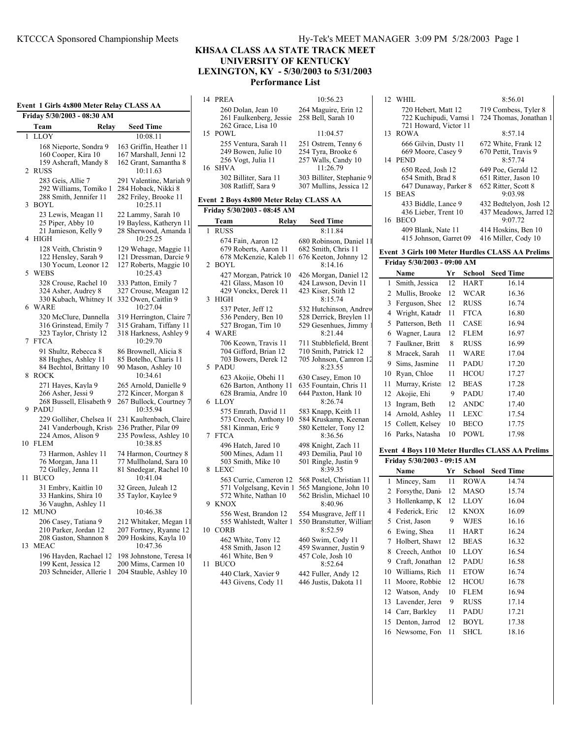# KHSAA CLASS AA STATE TRACK MEET
## UNIVERSITY OF KENTUCKY
## LEXINGTON, KY - 5/30/2003 to 5/31/2003
## Performance List

### Event 1 Girls 4x800 Meter Relay CLASS AA

**Friday 5/30/2003 - 08:30 AM**

| | Team | Relay | Seed Time |
|---|---|---|---|
| 1 | LLOY | | 10:08.11 |
| | 168 Nieporte, Sondra 9 | | 163 Griffin, Heather 11 |
| | 160 Cooper, Kira 10 | | 167 Marshall, Jenni 12 |
| | 159 Ashcraft, Mandy 8 | | 162 Grant, Samantha 8 |
| 2 | RUSS | | 10:11.63 |
| | 283 Geis, Allie 7 | | 291 Valentine, Mariah 9 |
| | 292 Williams, Tomiko 1 | | 284 Hoback, Nikki 8 |
| | 288 Smith, Jennifer 11 | | 282 Friley, Brooke 11 |
| 3 | BOYL | | 10:25.11 |
| | 23 Lewis, Meagan 11 | | 22 Lammy, Sarah 10 |
| | 25 Piper, Abby 10 | | 19 Bayless, Katheryn 11 |
| | 21 Jamieson, Kelly 9 | | 28 Sherwood, Amanda 1 |
| 4 | HIGH | | 10:25.25 |
| | 128 Veith, Christin 9 | | 129 Wehage, Maggie 11 |
| | 122 Hensley, Sarah 9 | | 121 Dressman, Darcie 9 |
| | 130 Yocum, Leonor 12 | | 127 Roberts, Maggie 10 |
| 5 | WEBS | | 10:25.43 |
| | 328 Crouse, Rachel 10 | | 333 Patton, Emily 7 |
| | 324 Asher, Audrey 8 | | 327 Crouse, Meagan 12 |
| | 330 Kubach, Whitney 1( | | 332 Owen, Caitlin 9 |
| 6 | WARE | | 10:27.04 |
| | 320 McClure, Dannella | | 319 Herrington, Claire 7 |
| | 316 Grinstead, Emily 7 | | 315 Graham, Tiffany 11 |
| | 323 Taylor, Christy 12 | | 318 Harkness, Ashley 9 |
| 7 | FTCA | | 10:29.70 |
| | 91 Shultz, Rebecca 8 | | 86 Brownell, Alicia 8 |
| | 88 Hughes, Ashley 11 | | 85 Botelho, Charis 11 |
| | 84 Bechtol, Brittany 10 | | 90 Mason, Ashley 10 |
| 8 | ROCK | | 10:34.61 |
| | 271 Hayes, Kayla 9 | | 265 Arnold, Danielle 9 |
| | 266 Asher, Jessi 9 | | 272 Kincer, Morgan 8 |
| | 268 Bussell, Elisabeth 9 | | 267 Bullock, Courtney 7 |
| 9 | PADU | | 10:35.94 |
| | 229 Golliher, Chelsea 1( | | 231 Kaultenbach, Claire |
| | 241 Vanderbough, Krist | | 236 Prather, Pilar 09 |
| | 224 Amos, Alison 9 | | 235 Powless, Ashley 10 |
| 10 | FLEM | | 10:38.85 |
| | 73 Harmon, Ashley 11 | | 74 Harmon, Courtney 8 |
| | 76 Morgan, Jana 11 | | 77 Mullholand, Sara 10 |
| | 72 Gulley, Jenna 11 | | 81 Snedegar, Rachel 10 |
| 11 | BUCO | | 10:41.04 |
| | 31 Embry, Kaitlin 10 | | 32 Green, Juleah 12 |
| | 33 Hankins, Shira 10 | | 35 Taylor, Kaylee 9 |
| | 36 Vaughn, Ashley 11 | | |
| 12 | MUNO | | 10:46.38 |
| | 206 Casey, Tatiana 9 | | 212 Whitaker, Megan 11 |
| | 210 Parker, Jordan 12 | | 207 Fortney, Ryanne 12 |
| | 208 Gaston, Shannon 8 | | 209 Hoskins, Kayla 10 |
| 13 | MEAC | | 10:47.36 |
| | 196 Hayden, Rachael 12 | | 198 Johnstone, Teresa 1( |
| | 199 Kent, Jessica 12 | | 200 Mims, Carmen 10 |
| | 203 Schneider, Allerie 1 | | 204 Stauble, Ashley 10 |
| 14 | PREA | | 10:56.23 |
| | 260 Dolan, Jean 10 | | 264 Maguire, Erin 12 |
| | 261 Faulkenberg, Jessie | | 258 Bell, Sarah 10 |
| | 262 Grace, Lisa 10 | | |
| 15 | POWL | | 11:04.57 |
| | 255 Ventura, Sarah 11 | | 251 Ostrem, Tenny 6 |
| | 249 Bowen, Julie 10 | | 254 Tyra, Brooke 6 |
| | 256 Vogt, Julia 11 | | 257 Walls, Candy 10 |
| 16 | SHVA | | 11:26.79 |
| | 302 Billiter, Sara 11 | | 303 Billiter, Stephanie 9 |
| | 308 Ratliff, Sara 9 | | 307 Mullins, Jessica 12 |

### Event 2 Boys 4x800 Meter Relay CLASS AA

**Friday 5/30/2003 - 08:45 AM**

| | Team | Relay | Seed Time |
|---|---|---|---|
| 1 | RUSS | | 8:11.84 |
| | 674 Fain, Aaron 12 | | 680 Robinson, Daniel 11 |
| | 679 Roberts, Aaron 11 | | 682 Smith, Chris 11 |
| | 678 McKenzie, Kaleb 11 | | 676 Keeton, Johnny 12 |
| 2 | BOYL | | 8:14.16 |
| | 427 Morgan, Patrick 10 | | 426 Morgan, Daniel 12 |
| | 421 Glass, Mason 10 | | 424 Lawson, Devin 11 |
| | 429 Vonckx, Derek 11 | | 423 Kiser, Stith 12 |
| 3 | HIGH | | 8:15.74 |
| | 537 Peter, Jeff 12 | | 532 Hutchinson, Andrew |
| | 536 Pendery, Ben 10 | | 528 Derrick, Breylen 11 |
| | 527 Brogan, Tim 10 | | 529 Gesenhues, Jimmy 1 |
| 4 | WARE | | 8:21.44 |
| | 706 Keown, Travis 11 | | 711 Stubblefield, Brent |
| | 704 Gifford, Brian 12 | | 710 Smith, Patrick 12 |
| | 703 Bowers, Derek 12 | | 705 Johnson, Camron 12 |
| 5 | PADU | | 8:23.55 |
| | 623 Akojie, Obehi 11 | | 630 Casey, Emon 10 |
| | 626 Barton, Anthony 11 | | 635 Fountain, Chris 11 |
| | 628 Bramia, Andre 10 | | 644 Paxton, Hank 10 |
| 6 | LLOY | | 8:26.74 |
| | 575 Emrath, David 11 | | 583 Knapp, Keith 11 |
| | 573 Creech, Anthony 10 | | 584 Kruskamp, Keenan |
| | 581 Kinman, Eric 9 | | 580 Ketteler, Tony 12 |
| 7 | FTCA | | 8:36.56 |
| | 496 Hatch, Jared 10 | | 498 Knight, Zach 11 |
| | 500 Mines, Adam 11 | | 493 Demilia, Paul 10 |
| | 503 Smith, Mike 10 | | 501 Ringle, Justin 9 |
| 8 | LEXC | | 8:39.35 |
| | 563 Currie, Cameron 12 | | 568 Postel, Christian 11 |
| | 571 Volgelsang, Kevin 1 | | 565 Mangione, John 10 |
| | 572 White, Nathan 10 | | 562 Brislin, Michael 10 |
| 9 | KNOX | | 8:40.96 |
| | 556 West, Brandon 12 | | 554 Musgrave, Jeff 11 |
| | 555 Wahlstedt, Walter 1 | | 550 Branstutter, William |
| 10 | CORB | | 8:52.59 |
| | 462 White, Tony 12 | | 460 Swim, Cody 11 |
| | 458 Smith, Jason 12 | | 459 Swanner, Justin 9 |
| | 461 White, Ben 9 | | 457 Cole, Josh 10 |
| 11 | BUCO | | 8:52.64 |
| | 440 Clark, Xavier 9 | | 442 Fuller, Andy 12 |
| | 443 Givens, Cody 11 | | 446 Justis, Dakota 11 |
| 12 | WHIL | | 8:56.01 |
| | 720 Hebert, Matt 12 | | 719 Combess, Tyler 8 |
| | 722 Kuchipudi, Vamsi 1 | | 724 Thomas, Jonathan 1 |
| | 721 Howard, Victor 11 | | |
| 13 | ROWA | | 8:57.14 |
| | 666 Gilvin, Dusty 11 | | 672 White, Frank 12 |
| | 669 Moore, Casey 9 | | 670 Pettit, Travis 9 |
| 14 | PEND | | 8:57.74 |
| | 650 Reed, Josh 12 | | 649 Poe, Gerald 12 |
| | 654 Smith, Brad 8 | | 651 Ritter, Jason 10 |
| | 647 Dunaway, Parker 8 | | 652 Ritter, Scott 8 |
| 15 | BEAS | | 9:03.98 |
| | 433 Biddle, Lance 9 | | 432 Bedtelyon, Josh 12 |
| | 436 Lieber, Trent 10 | | 437 Meadows, Jarred 12 |
| 16 | BECO | | 9:07.72 |
| | 409 Blank, Nate 11 | | 414 Hoskins, Ben 10 |
| | 415 Johnson, Garret 09 | | 416 Miller, Cody 10 |

### Event 3 Girls 100 Meter Hurdles CLASS AA Prelims

**Friday 5/30/2003 - 09:00 AM**

| | Name | Yr | School | Seed Time |
|---|---|---|---|---|
| 1 | Smith, Jessica | 12 | HART | 16.14 |
| 2 | Mullis, Brooke | 12 | WCAR | 16.36 |
| 3 | Ferguson, Shee | 12 | RUSS | 16.74 |
| 4 | Wright, Katadr | 11 | FTCA | 16.80 |
| 5 | Patterson, Beth | 11 | CASE | 16.94 |
| 6 | Wagner, Laura | 12 | FLEM | 16.97 |
| 7 | Faulkner, Britt | 8 | RUSS | 16.99 |
| 8 | Mracek, Sarah | 11 | WARE | 17.04 |
| 9 | Sims, Jasmine | 11 | PADU | 17.20 |
| 10 | Ryan, Chloe | 11 | HCOU | 17.27 |
| 11 | Murray, Kriste | 12 | BEAS | 17.28 |
| 12 | Akojie, Ehi | 9 | PADU | 17.40 |
| 13 | Ingram, Beth | 12 | ANDC | 17.40 |
| 14 | Arnold, Ashley | 11 | LEXC | 17.54 |
| 15 | Collett, Kelsey | 10 | BECO | 17.75 |
| 16 | Parks, Natasha | 10 | POWL | 17.98 |

### Event 4 Boys 110 Meter Hurdles CLASS AA Prelims

**Friday 5/30/2003 - 09:15 AM**

| | Name | Yr | School | Seed Time |
|---|---|---|---|---|
| 1 | Mincey, Sam | 11 | ROWA | 14.74 |
| 2 | Forsythe, Dani | 12 | MASO | 15.74 |
| 3 | Hollenkamp, K | 12 | LLOY | 16.04 |
| 4 | Federick, Eric | 12 | KNOX | 16.09 |
| 5 | Crist, Jason | 9 | WJES | 16.16 |
| 6 | Ewing, Shea | 11 | HART | 16.24 |
| 7 | Holbert, Shawn | 12 | BEAS | 16.32 |
| 8 | Creech, Anthor | 10 | LLOY | 16.54 |
| 9 | Craft, Jonathan | 12 | PADU | 16.58 |
| 10 | Williams, Rich | 11 | ETOW | 16.74 |
| 11 | Moore, Robbie | 12 | HCOU | 16.78 |
| 12 | Watson, Andy | 10 | FLEM | 16.94 |
| 13 | Lavender, Jere | 9 | RUSS | 17.14 |
| 14 | Carr, Barkley | 11 | PADU | 17.21 |
| 15 | Denton, Jarrod | 12 | BOYL | 17.38 |
| 16 | Newsome, For | 11 | SHCL | 18.16 |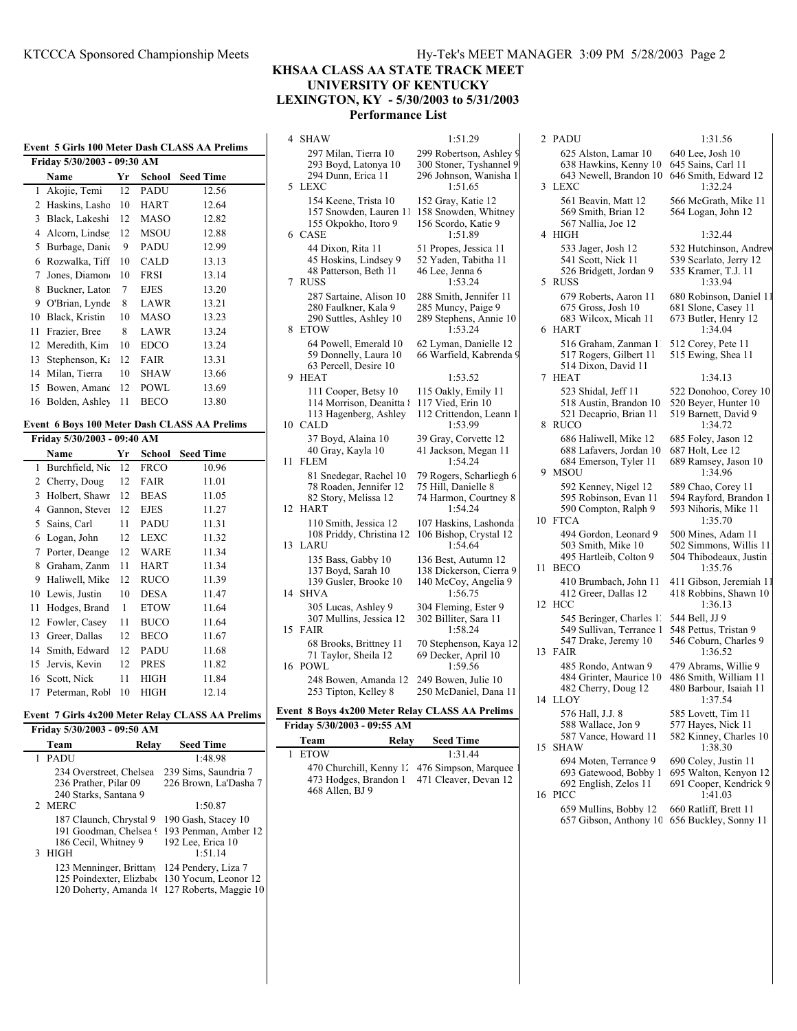# KHSAA CLASS AA STATE TRACK MEET
## UNIVERSITY OF KENTUCKY
## LEXINGTON, KY - 5/30/2003 to 5/31/2003
## Performance List

### Event 5 Girls 100 Meter Dash CLASS AA Prelims

Friday 5/30/2003 - 09:30 AM

| | Name | Yr | School | Seed Time |
|---|---|---|---|---|
| 1 | Akojie, Temi | 12 | PADU | 12.56 |
| 2 | Haskins, Lasho | 10 | HART | 12.64 |
| 3 | Black, Lakeshi | 12 | MASO | 12.82 |
| 4 | Alcorn, Lindse | 12 | MSOU | 12.88 |
| 5 | Burbage, Danie | 9 | PADU | 12.99 |
| 6 | Rozwalka, Tiff | 10 | CALD | 13.13 |
| 7 | Jones, Diamon | 10 | FRSI | 13.14 |
| 8 | Buckner, Laton | 7 | EJES | 13.20 |
| 9 | O'Brian, Lynde | 8 | LAWR | 13.21 |
| 10 | Black, Kristin | 10 | MASO | 13.23 |
| 11 | Frazier, Bree | 8 | LAWR | 13.24 |
| 12 | Meredith, Kim | 10 | EDCO | 13.24 |
| 13 | Stephenson, Ka | 12 | FAIR | 13.31 |
| 14 | Milan, Tierra | 10 | SHAW | 13.66 |
| 15 | Bowen, Amanc | 12 | POWL | 13.69 |
| 16 | Bolden, Ashley | 11 | BECO | 13.80 |

### Event 6 Boys 100 Meter Dash CLASS AA Prelims

Friday 5/30/2003 - 09:40 AM

| | Name | Yr | School | Seed Time |
|---|---|---|---|---|
| 1 | Burchfield, Nic | 12 | FRCO | 10.96 |
| 2 | Cherry, Doug | 12 | FAIR | 11.01 |
| 3 | Holbert, Shawr | 12 | BEAS | 11.05 |
| 4 | Gannon, Stever | 12 | EJES | 11.27 |
| 5 | Sains, Carl | 11 | PADU | 11.31 |
| 6 | Logan, John | 12 | LEXC | 11.32 |
| 7 | Porter, Deange | 12 | WARE | 11.34 |
| 8 | Graham, Zanm | 11 | HART | 11.34 |
| 9 | Haliwell, Mike | 12 | RUCO | 11.39 |
| 10 | Lewis, Justin | 10 | DESA | 11.47 |
| 11 | Hodges, Brand | 1 | ETOW | 11.64 |
| 12 | Fowler, Casey | 11 | BUCO | 11.64 |
| 13 | Greer, Dallas | 12 | BECO | 11.67 |
| 14 | Smith, Edward | 12 | PADU | 11.68 |
| 15 | Jervis, Kevin | 12 | PRES | 11.82 |
| 16 | Scott, Nick | 11 | HIGH | 11.84 |
| 17 | Peterman, Robl | 10 | HIGH | 12.14 |

### Event 7 Girls 4x200 Meter Relay CLASS AA Prelims

Friday 5/30/2003 - 09:50 AM

| | Team | Relay | Seed Time |
|---|---|---|---|
| 1 | PADU | | 1:48.98 |
| | 234 Overstreet, Chelsea | 239 Sims, Saundria 7 | |
| | 236 Prather, Pilar 09 | 226 Brown, La'Dasha 7 | |
| | 240 Starks, Santana 9 | | |
| 2 | MERC | | 1:50.87 |
| | 187 Claunch, Chrystal 9 | 190 Gash, Stacey 10 | |
| | 191 Goodman, Chelsea ( | 193 Penman, Amber 12 | |
| | 186 Cecil, Whitney 9 | 192 Lee, Erica 10 | |
| 3 | HIGH | | 1:51.14 |
| | 123 Menninger, Brittany | 124 Pendery, Liza 7 | |
| | 125 Poindexter, Elizabe | 130 Yocum, Leonor 12 | |
| | 120 Doherty, Amanda 1( | 127 Roberts, Maggie 10 | |
| 4 | SHAW | | 1:51.29 |
| | 297 Milan, Tierra 10 | 299 Robertson, Ashley 9 | |
| | 293 Boyd, Latonya 10 | 300 Stoner, Tyshannel 9 | |
| | 294 Dunn, Erica 11 | 296 Johnson, Wanisha 1 | |
| 5 | LEXC | | 1:51.65 |
| | 154 Keene, Trista 10 | 152 Gray, Katie 12 | |
| | 157 Snowden, Lauren 11 | 158 Snowden, Whitney | |
| | 155 Okpokho, Itoro 9 | 156 Scordo, Katie 9 | |
| 6 | CASE | | 1:51.89 |
| | 44 Dixon, Rita 11 | 51 Propes, Jessica 11 | |
| | 45 Hoskins, Lindsey 9 | 52 Yaden, Tabitha 11 | |
| | 48 Patterson, Beth 11 | 46 Lee, Jenna 6 | |
| 7 | RUSS | | 1:53.24 |
| | 287 Sartaine, Alison 10 | 288 Smith, Jennifer 11 | |
| | 280 Faulkner, Kala 9 | 285 Muncy, Paige 9 | |
| | 290 Suttles, Ashley 10 | 289 Stephens, Annie 10 | |
| 8 | ETOW | | 1:53.24 |
| | 64 Powell, Emerald 10 | 62 Lyman, Danielle 12 | |
| | 59 Donnelly, Laura 10 | 66 Warfield, Kabrenda 9 | |
| | 63 Percell, Desire 10 | | |
| 9 | HEAT | | 1:53.52 |
| | 111 Cooper, Betsy 10 | 115 Oakly, Emily 11 | |
| | 114 Morrison, Deanitta { | 117 Vied, Erin 10 | |
| | 113 Hagenberg, Ashley | 112 Crittendon, Leann 1 | |
| 10 | CALD | | 1:53.99 |
| | 37 Boyd, Alaina 10 | 39 Gray, Corvette 12 | |
| | 40 Gray, Kayla 10 | 41 Jackson, Megan 11 | |
| 11 | FLEM | | 1:54.24 |
| | 81 Snedegar, Rachel 10 | 79 Rogers, Scharliegh 6 | |
| | 78 Roaden, Jennifer 12 | 75 Hill, Danielle 8 | |
| | 82 Story, Melissa 12 | 74 Harmon, Courtney 8 | |
| 12 | HART | | 1:54.24 |
| | 110 Smith, Jessica 12 | 107 Haskins, Lashonda | |
| | 108 Priddy, Christina 12 | 106 Bishop, Crystal 12 | |
| 13 | LARU | | 1:54.64 |
| | 135 Bass, Gabby 10 | 136 Best, Autumn 12 | |
| | 137 Boyd, Sarah 10 | 138 Dickerson, Cierra 9 | |
| | 139 Gusler, Brooke 10 | 140 McCoy, Angelia 9 | |
| 14 | SHVA | | 1:56.75 |
| | 305 Lucas, Ashley 9 | 304 Fleming, Ester 9 | |
| | 307 Mullins, Jessica 12 | 302 Billiter, Sara 11 | |
| 15 | FAIR | | 1:58.24 |
| | 68 Brooks, Brittney 11 | 70 Stephenson, Kaya 12 | |
| | 71 Taylor, Sheila 12 | 69 Decker, April 10 | |
| 16 | POWL | | 1:59.56 |
| | 248 Bowen, Amanda 12 | 249 Bowen, Julie 10 | |
| | 253 Tipton, Kelley 8 | 250 McDaniel, Dana 11 | |

### Event 8 Boys 4x200 Meter Relay CLASS AA Prelims

Friday 5/30/2003 - 09:55 AM

| | Team | Relay | Seed Time |
|---|---|---|---|
| 1 | ETOW | | 1:31.44 |
| | 470 Churchill, Kenny 1: | 476 Simpson, Marquee | |
| | 473 Hodges, Brandon 1 | 471 Cleaver, Devan 12 | |
| | 468 Allen, BJ 9 | | |
| 2 | PADU | | 1:31.56 |
| | 625 Alston, Lamar 10 | 640 Lee, Josh 10 | |
| | 638 Hawkins, Kenny 10 | 645 Sains, Carl 11 | |
| | 643 Newell, Brandon 10 | 646 Smith, Edward 12 | |
| 3 | LEXC | | 1:32.24 |
| | 561 Beavin, Matt 12 | 566 McGrath, Mike 11 | |
| | 569 Smith, Brian 12 | 564 Logan, John 12 | |
| | 567 Nallia, Joe 12 | | |
| 4 | HIGH | | 1:32.44 |
| | 533 Jager, Josh 12 | 532 Hutchinson, Andrew | |
| | 541 Scott, Nick 11 | 539 Scarlato, Jerry 12 | |
| | 526 Bridgett, Jordan 9 | 535 Kramer, T.J. 11 | |
| 5 | RUSS | | 1:33.94 |
| | 679 Roberts, Aaron 11 | 680 Robinson, Daniel 11 | |
| | 675 Gross, Josh 10 | 681 Slone, Casey 11 | |
| | 683 Wilcox, Micah 11 | 673 Butler, Henry 12 | |
| 6 | HART | | 1:34.04 |
| | 516 Graham, Zanman 1 | 512 Corey, Pete 11 | |
| | 517 Rogers, Gilbert 11 | 515 Ewing, Shea 11 | |
| | 514 Dixon, David 11 | | |
| 7 | HEAT | | 1:34.13 |
| | 523 Shidal, Jeff 11 | 522 Donohoo, Corey 10 | |
| | 518 Austin, Brandon 10 | 520 Beyer, Hunter 10 | |
| | 521 Decaprio, Brian 11 | 519 Barnett, David 9 | |
| 8 | RUCO | | 1:34.72 |
| | 686 Haliwell, Mike 12 | 685 Foley, Jason 12 | |
| | 688 Lafavers, Jordan 10 | 687 Holt, Lee 12 | |
| | 684 Emerson, Tyler 11 | 689 Ramsey, Jason 10 | |
| 9 | MSOU | | 1:34.96 |
| | 592 Kenney, Nigel 12 | 589 Chao, Corey 11 | |
| | 595 Robinson, Evan 11 | 594 Rayford, Brandon 1 | |
| | 590 Compton, Ralph 9 | 593 Nihoris, Mike 11 | |
| 10 | FTCA | | 1:35.70 |
| | 494 Gordon, Leonard 9 | 500 Mines, Adam 11 | |
| | 503 Smith, Mike 10 | 502 Simmons, Willis 11 | |
| | 495 Hartleib, Colton 9 | 504 Thibodeaux, Justin | |
| 11 | BECO | | 1:35.76 |
| | 410 Brumbach, John 11 | 411 Gibson, Jeremiah 11 | |
| | 412 Greer, Dallas 12 | 418 Robbins, Shawn 10 | |
| 12 | HCC | | 1:36.13 |
| | 545 Beringer, Charles 1: | 544 Bell, JJ 9 | |
| | 549 Sullivan, Terrance 1 | 548 Pettus, Tristan 9 | |
| | 547 Drake, Jeremy 10 | 546 Coburn, Charles 9 | |
| 13 | FAIR | | 1:36.52 |
| | 485 Rondo, Antwan 9 | 479 Abrams, Willie 9 | |
| | 484 Grinter, Maurice 10 | 486 Smith, William 11 | |
| | 482 Cherry, Doug 12 | 480 Barbour, Isaiah 11 | |
| 14 | LLOY | | 1:37.54 |
| | 576 Hall, J.J. 8 | 585 Lovett, Tim 11 | |
| | 588 Wallace, Jon 9 | 577 Hayes, Nick 11 | |
| | 587 Vance, Howard 11 | 582 Kinney, Charles 10 | |
| 15 | SHAW | | 1:38.30 |
| | 694 Moten, Terrance 9 | 690 Coley, Justin 11 | |
| | 693 Gatewood, Bobby 1 | 695 Walton, Kenyon 12 | |
| | 692 English, Zelos 11 | 691 Cooper, Kendrick 9 | |
| 16 | PICC | | 1:41.03 |
| | 659 Mullins, Bobby 12 | 660 Ratliff, Brett 11 | |
| | 657 Gibson, Anthony 10 | 656 Buckley, Sonny 11 | |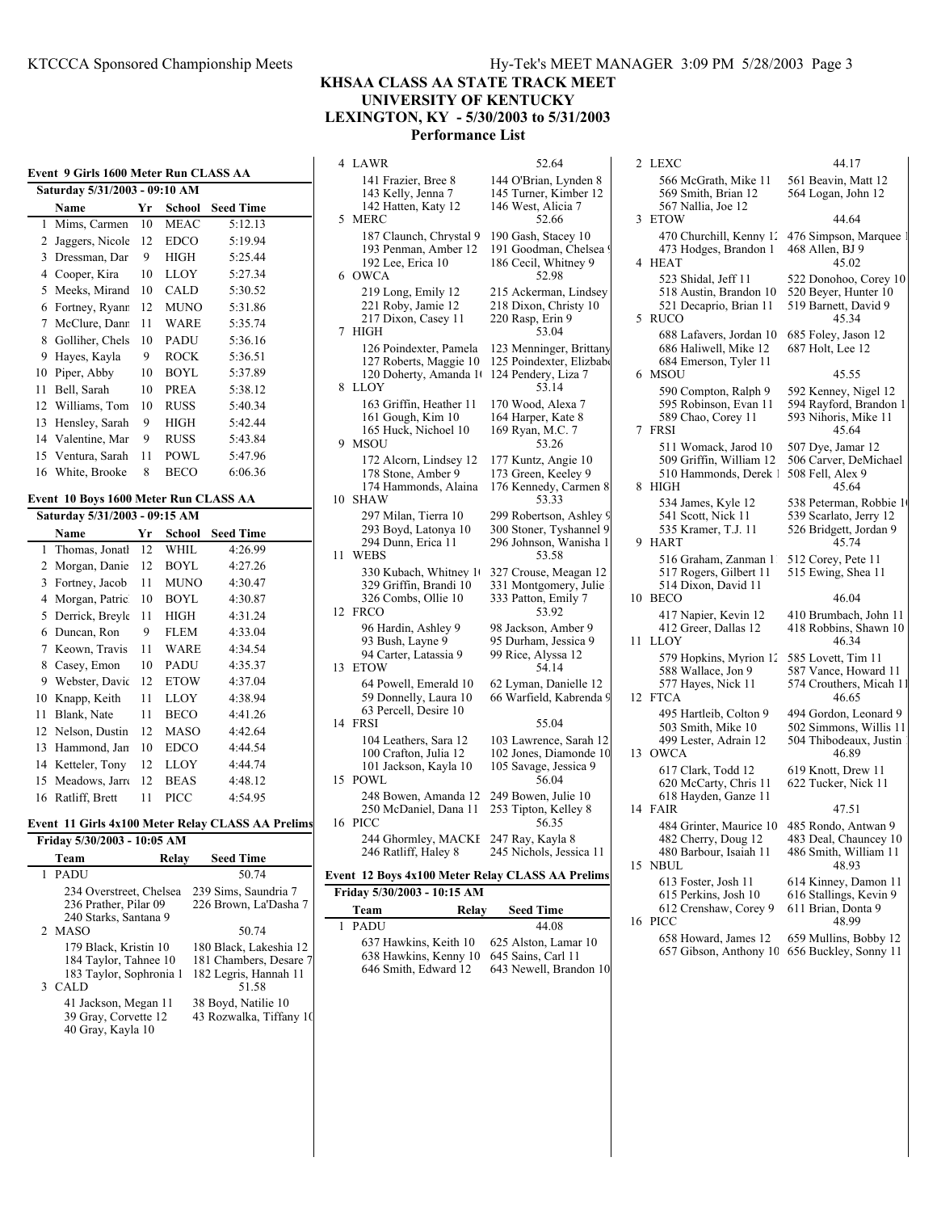# KHSAA CLASS AA STATE TRACK MEET
## UNIVERSITY OF KENTUCKY
## LEXINGTON, KY - 5/30/2003 to 5/31/2003
## Performance List

### Event 9 Girls 1600 Meter Run CLASS AA

Saturday 5/31/2003 - 09:10 AM

| | Name | Yr | School | Seed Time |
|---|---|---|---|---|
| 1 | Mims, Carmen | 10 | MEAC | 5:12.13 |
| 2 | Jaggers, Nicole | 12 | EDCO | 5:19.94 |
| 3 | Dressman, Dar | 9 | HIGH | 5:25.44 |
| 4 | Cooper, Kira | 10 | LLOY | 5:27.34 |
| 5 | Meeks, Mirand | 10 | CALD | 5:30.52 |
| 6 | Fortney, Ryann | 12 | MUNO | 5:31.86 |
| 7 | McClure, Dann | 11 | WARE | 5:35.74 |
| 8 | Golliher, Chels | 10 | PADU | 5:36.16 |
| 9 | Hayes, Kayla | 9 | ROCK | 5:36.51 |
| 10 | Piper, Abby | 10 | BOYL | 5:37.89 |
| 11 | Bell, Sarah | 10 | PREA | 5:38.12 |
| 12 | Williams, Tom | 10 | RUSS | 5:40.34 |
| 13 | Hensley, Sarah | 9 | HIGH | 5:42.44 |
| 14 | Valentine, Mar | 9 | RUSS | 5:43.84 |
| 15 | Ventura, Sarah | 11 | POWL | 5:47.96 |
| 16 | White, Brooke | 8 | BECO | 6:06.36 |

### Event 10 Boys 1600 Meter Run CLASS AA

Saturday 5/31/2003 - 09:15 AM

| | Name | Yr | School | Seed Time |
|---|---|---|---|---|
| 1 | Thomas, Jonatl | 12 | WHIL | 4:26.99 |
| 2 | Morgan, Danie | 12 | BOYL | 4:27.26 |
| 3 | Fortney, Jacob | 11 | MUNO | 4:30.47 |
| 4 | Morgan, Patric | 10 | BOYL | 4:30.87 |
| 5 | Derrick, Breyle | 11 | HIGH | 4:31.24 |
| 6 | Duncan, Ron | 9 | FLEM | 4:33.04 |
| 7 | Keown, Travis | 11 | WARE | 4:34.54 |
| 8 | Casey, Emon | 10 | PADU | 4:35.37 |
| 9 | Webster, Davic | 12 | ETOW | 4:37.04 |
| 10 | Knapp, Keith | 11 | LLOY | 4:38.94 |
| 11 | Blank, Nate | 11 | BECO | 4:41.26 |
| 12 | Nelson, Dustin | 12 | MASO | 4:42.64 |
| 13 | Hammond, Jan | 10 | EDCO | 4:44.54 |
| 14 | Ketteler, Tony | 12 | LLOY | 4:44.74 |
| 15 | Meadows, Jarr | 12 | BEAS | 4:48.12 |
| 16 | Ratliff, Brett | 11 | PICC | 4:54.95 |

### Event 11 Girls 4x100 Meter Relay CLASS AA Prelims

Friday 5/30/2003 - 10:05 AM

| | Team | Relay | Seed Time |
|---|---|---|---|
| 1 | PADU | | 50.74 |
| | 234 Overstreet, Chelsea; 239 Sims, Saundria 7; 236 Prather, Pilar 09; 226 Brown, La'Dasha 7; 240 Starks, Santana 9 | | |
| 2 | MASO | | 50.74 |
| | 179 Black, Kristin 10; 180 Black, Lakeshia 12; 184 Taylor, Tahnee 10; 181 Chambers, Desare 7; 183 Taylor, Sophronia 1; 182 Legris, Hannah 11 | | |
| 3 | CALD | | 51.58 |
| | 41 Jackson, Megan 11; 38 Boyd, Natilie 10; 39 Gray, Corvette 12; 43 Rozwalka, Tiffany 10; 40 Gray, Kayla 10 | | |
| 4 | LAWR | | 52.64 |
| | 141 Frazier, Bree 8; 144 O'Brian, Lynden 8; 143 Kelly, Jenna 7; 145 Turner, Kimber 12; 142 Hatten, Katy 12; 146 West, Alicia 7 | | |
| 5 | MERC | | 52.66 |
| | 187 Claunch, Chrystal 9; 190 Gash, Stacey 10; 193 Penman, Amber 12; 191 Goodman, Chelsea 9; 192 Lee, Erica 10; 186 Cecil, Whitney 9 | | |
| 6 | OWCA | | 52.98 |
| | 219 Long, Emily 12; 215 Ackerman, Lindsey; 221 Roby, Jamie 12; 218 Dixon, Christy 10; 217 Dixon, Casey 11; 220 Rasp, Erin 9 | | |
| 7 | HIGH | | 53.04 |
| | 126 Poindexter, Pamela; 123 Menninger, Brittany; 127 Roberts, Maggie 10; 125 Poindexter, Elizabe; 120 Doherty, Amanda 1(; 124 Pendery, Liza 7 | | |
| 8 | LLOY | | 53.14 |
| | 163 Griffin, Heather 11; 170 Wood, Alexa 7; 161 Gough, Kim 10; 164 Harper, Kate 8; 165 Huck, Nichoel 10; 169 Ryan, M.C. 7 | | |
| 9 | MSOU | | 53.26 |
| | 172 Alcorn, Lindsey 12; 177 Kuntz, Angie 10; 178 Stone, Amber 9; 173 Green, Keeley 9; 174 Hammonds, Alaina; 176 Kennedy, Carmen 8 | | |
| 10 | SHAW | | 53.33 |
| | 297 Milan, Tierra 10; 299 Robertson, Ashley 9; 293 Boyd, Latonya 10; 300 Stoner, Tyshannel 9; 294 Dunn, Erica 11; 296 Johnson, Wanisha 1 | | |
| 11 | WEBS | | 53.58 |
| | 330 Kubach, Whitney 1(; 327 Crouse, Meagan 12; 329 Griffin, Brandi 10; 331 Montgomery, Julie; 326 Combs, Ollie 10; 333 Patton, Emily 7 | | |
| 12 | FRCO | | 53.92 |
| | 96 Hardin, Ashley 9; 98 Jackson, Amber 9; 93 Bush, Layne 9; 95 Durham, Jessica 9; 94 Carter, Latassia 9; 99 Rice, Alyssa 12 | | |
| 13 | ETOW | | 54.14 |
| | 64 Powell, Emerald 10; 62 Lyman, Danielle 12; 59 Donnelly, Laura 10; 66 Warfield, Kabrenda 9; 63 Percell, Desire 10 | | |
| 14 | FRSI | | 55.04 |
| | 104 Leathers, Sara 12; 103 Lawrence, Sarah 12; 100 Crafton, Julia 12; 102 Jones, Diamonde 10; 101 Jackson, Kayla 10; 105 Savage, Jessica 9 | | |
| 15 | POWL | | 56.04 |
| | 248 Bowen, Amanda 12; 249 Bowen, Julie 10; 250 McDaniel, Dana 11; 253 Tipton, Kelley 8 | | |
| 16 | PICC | | 56.35 |
| | 244 Ghormley, MACKE; 247 Ray, Kayla 8; 246 Ratliff, Haley 8; 245 Nichols, Jessica 11 | | |

### Event 12 Boys 4x100 Meter Relay CLASS AA Prelims

Friday 5/30/2003 - 10:15 AM

| | Team | Relay | Seed Time |
|---|---|---|---|
| 1 | PADU | | 44.08 |
| | 637 Hawkins, Keith 10; 625 Alston, Lamar 10; 638 Hawkins, Kenny 10; 645 Sains, Carl 11; 646 Smith, Edward 12; 643 Newell, Brandon 10 | | |
| 2 | LEXC | | 44.17 |
| | 566 McGrath, Mike 11; 561 Beavin, Matt 12; 569 Smith, Brian 12; 564 Logan, John 12; 567 Nallia, Joe 12 | | |
| 3 | ETOW | | 44.64 |
| | 470 Churchill, Kenny 1; 476 Simpson, Marquee; 473 Hodges, Brandon 1; 468 Allen, BJ 9 | | |
| 4 | HEAT | | 45.02 |
| | 523 Shidal, Jeff 11; 522 Donohoo, Corey 10; 518 Austin, Brandon 10; 520 Beyer, Hunter 10; 521 Decaprio, Brian 11; 519 Barnett, David 9 | | |
| 5 | RUCO | | 45.34 |
| | 688 Lafavers, Jordan 10; 685 Foley, Jason 12; 686 Haliwell, Mike 12; 687 Holt, Lee 12; 684 Emerson, Tyler 11 | | |
| 6 | MSOU | | 45.55 |
| | 590 Compton, Ralph 9; 592 Kenney, Nigel 12; 595 Robinson, Evan 11; 594 Rayford, Brandon 1; 589 Chao, Corey 11; 593 Nihoris, Mike 11 | | |
| 7 | FRSI | | 45.64 |
| | 511 Womack, Jarod 10; 507 Dye, Jamar 12; 509 Griffin, William 12; 506 Carver, DeMichael; 510 Hammonds, Derek 1; 508 Fell, Alex 9 | | |
| 8 | HIGH | | 45.64 |
| | 534 James, Kyle 12; 538 Peterman, Robbie 1(; 541 Scott, Nick 11; 539 Scarlato, Jerry 12; 535 Kramer, T.J. 11; 526 Bridgett, Jordan 9 | | |
| 9 | HART | | 45.74 |
| | 516 Graham, Zanman 1; 512 Corey, Pete 11; 517 Rogers, Gilbert 11; 515 Ewing, Shea 11; 514 Dixon, David 11 | | |
| 10 | BECO | | 46.04 |
| | 417 Napier, Kevin 12; 410 Brumbach, John 11; 412 Greer, Dallas 12; 418 Robbins, Shawn 10 | | |
| 11 | LLOY | | 46.34 |
| | 579 Hopkins, Myrion 1; 585 Lovett, Tim 11; 588 Wallace, Jon 9; 587 Vance, Howard 11; 577 Hayes, Nick 11; 574 Crouthers, Micah 11 | | |
| 12 | FTCA | | 46.65 |
| | 495 Hartleib, Colton 9; 494 Gordon, Leonard 9; 503 Smith, Mike 10; 502 Simmons, Willis 11; 499 Lester, Adrain 12; 504 Thibodeaux, Justin | | |
| 13 | OWCA | | 46.89 |
| | 617 Clark, Todd 12; 619 Knott, Drew 11; 620 McCarty, Chris 11; 622 Tucker, Nick 11; 618 Hayden, Ganze 11 | | |
| 14 | FAIR | | 47.51 |
| | 484 Grinter, Maurice 10; 485 Rondo, Antwan 9; 482 Cherry, Doug 12; 483 Deal, Chauncey 10; 480 Barbour, Isaiah 11; 486 Smith, William 11 | | |
| 15 | NBUL | | 48.93 |
| | 613 Foster, Josh 11; 614 Kinney, Damon 11; 615 Perkins, Josh 10; 616 Stallings, Kevin 9; 612 Crenshaw, Corey 9; 611 Brian, Donta 9 | | |
| 16 | PICC | | 48.99 |
| | 658 Howard, James 12; 659 Mullins, Bobby 12; 657 Gibson, Anthony 10; 656 Buckley, Sonny 11 | | |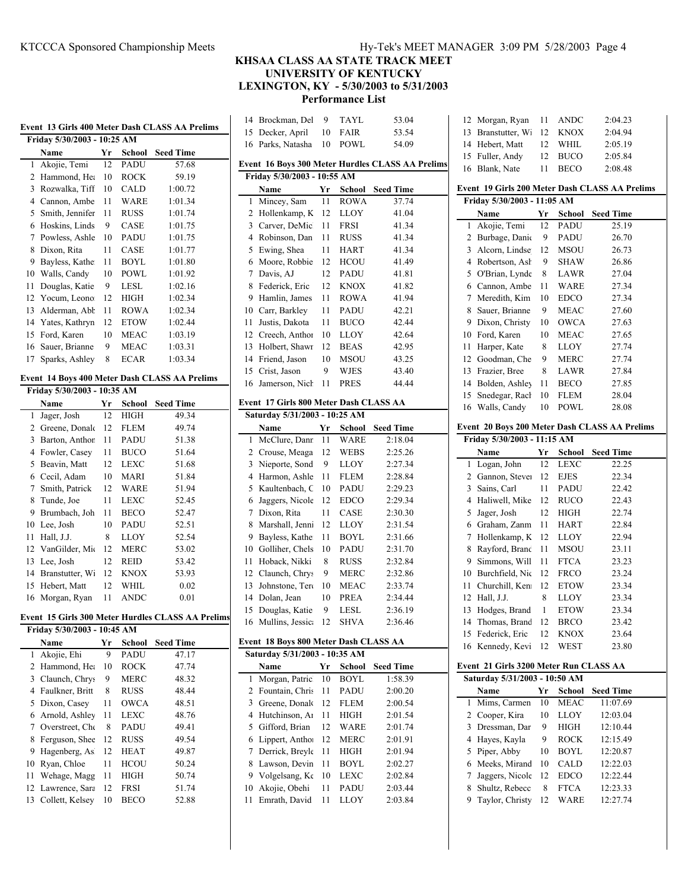## KHSAA CLASS AA STATE TRACK MEET
## UNIVERSITY OF KENTUCKY
## LEXINGTON, KY - 5/30/2003 to 5/31/2003
## Performance List

### Event 13 Girls 400 Meter Dash CLASS AA Prelims

Friday 5/30/2003 - 10:25 AM

| | Name | Yr | School | Seed Time |
|---|---|---|---|---|
| 1 | Akojie, Temi | 12 | PADU | 57.68 |
| 2 | Hammond, He | 10 | ROCK | 59.19 |
| 3 | Rozwalka, Tiff | 10 | CALD | 1:00.72 |
| 4 | Cannon, Ambe | 11 | WARE | 1:01.34 |
| 5 | Smith, Jennifer | 11 | RUSS | 1:01.74 |
| 6 | Hoskins, Linds | 9 | CASE | 1:01.75 |
| 7 | Powless, Ashle | 10 | PADU | 1:01.75 |
| 8 | Dixon, Rita | 11 | CASE | 1:01.77 |
| 9 | Bayless, Kathe | 11 | BOYL | 1:01.80 |
| 10 | Walls, Candy | 10 | POWL | 1:01.92 |
| 11 | Douglas, Katie | 9 | LESL | 1:02.16 |
| 12 | Yocum, Leono | 12 | HIGH | 1:02.34 |
| 13 | Alderman, Abb | 11 | ROWA | 1:02.34 |
| 14 | Yates, Kathryn | 12 | ETOW | 1:02.44 |
| 15 | Ford, Karen | 10 | MEAC | 1:03.19 |
| 16 | Sauer, Brianne | 9 | MEAC | 1:03.31 |
| 17 | Sparks, Ashley | 8 | ECAR | 1:03.34 |

### Event 14 Boys 400 Meter Dash CLASS AA Prelims

Friday 5/30/2003 - 10:35 AM

| | Name | Yr | School | Seed Time |
|---|---|---|---|---|
| 1 | Jager, Josh | 12 | HIGH | 49.34 |
| 2 | Greene, Donald | 12 | FLEM | 49.74 |
| 3 | Barton, Anthon | 11 | PADU | 51.38 |
| 4 | Fowler, Casey | 11 | BUCO | 51.64 |
| 5 | Beavin, Matt | 12 | LEXC | 51.68 |
| 6 | Cecil, Adam | 10 | MARI | 51.84 |
| 7 | Smith, Patrick | 12 | WARE | 51.94 |
| 8 | Tunde, Joe | 11 | LEXC | 52.45 |
| 9 | Brumbach, Joh | 11 | BECO | 52.47 |
| 10 | Lee, Josh | 10 | PADU | 52.51 |
| 11 | Hall, J.J. | 8 | LLOY | 52.54 |
| 12 | VanGilder, Mic | 12 | MERC | 53.02 |
| 13 | Lee, Josh | 12 | REID | 53.42 |
| 14 | Branstutter, Wi | 12 | KNOX | 53.93 |
| 15 | Hebert, Matt | 12 | WHIL | 0.02 |
| 16 | Morgan, Ryan | 11 | ANDC | 0.01 |

### Event 15 Girls 300 Meter Hurdles CLASS AA Prelims

Friday 5/30/2003 - 10:45 AM

| | Name | Yr | School | Seed Time |
|---|---|---|---|---|
| 1 | Akojie, Ehi | 9 | PADU | 47.17 |
| 2 | Hammond, He | 10 | ROCK | 47.74 |
| 3 | Claunch, Chrys | 9 | MERC | 48.32 |
| 4 | Faulkner, Britt | 8 | RUSS | 48.44 |
| 5 | Dixon, Casey | 11 | OWCA | 48.51 |
| 6 | Arnold, Ashley | 11 | LEXC | 48.76 |
| 7 | Overstreet, Che | 8 | PADU | 49.41 |
| 8 | Ferguson, Shee | 12 | RUSS | 49.54 |
| 9 | Hagenberg, As | 12 | HEAT | 49.87 |
| 10 | Ryan, Chloe | 11 | HCOU | 50.24 |
| 11 | Wehage, Magg | 11 | HIGH | 50.74 |
| 12 | Lawrence, Sara | 12 | FRSI | 51.74 |
| 13 | Collett, Kelsey | 10 | BECO | 52.88 |
| 14 | Brockman, Del | 9 | TAYL | 53.04 |
| 15 | Decker, April | 10 | FAIR | 53.54 |
| 16 | Parks, Natasha | 10 | POWL | 54.09 |

### Event 16 Boys 300 Meter Hurdles CLASS AA Prelims

Friday 5/30/2003 - 10:55 AM

| | Name | Yr | School | Seed Time |
|---|---|---|---|---|
| 1 | Mincey, Sam | 11 | ROWA | 37.74 |
| 2 | Hollenkamp, K | 12 | LLOY | 41.04 |
| 3 | Carver, DeMic | 11 | FRSI | 41.34 |
| 4 | Robinson, Dan | 11 | RUSS | 41.34 |
| 5 | Ewing, Shea | 11 | HART | 41.34 |
| 6 | Moore, Robbie | 12 | HCOU | 41.49 |
| 7 | Davis, AJ | 12 | PADU | 41.81 |
| 8 | Federick, Eric | 12 | KNOX | 41.82 |
| 9 | Hamlin, James | 11 | ROWA | 41.94 |
| 10 | Carr, Barkley | 11 | PADU | 42.21 |
| 11 | Justis, Dakota | 11 | BUCO | 42.44 |
| 12 | Creech, Anthor | 10 | LLOY | 42.64 |
| 13 | Holbert, Shawr | 12 | BEAS | 42.95 |
| 14 | Friend, Jason | 10 | MSOU | 43.25 |
| 15 | Crist, Jason | 9 | WJES | 43.40 |
| 16 | Jamerson, Nick | 11 | PRES | 44.44 |

### Event 17 Girls 800 Meter Dash CLASS AA

Saturday 5/31/2003 - 10:25 AM

| | Name | Yr | School | Seed Time |
|---|---|---|---|---|
| 1 | McClure, Dann | 11 | WARE | 2:18.04 |
| 2 | Crouse, Meaga | 12 | WEBS | 2:25.26 |
| 3 | Nieporte, Sond | 9 | LLOY | 2:27.34 |
| 4 | Harmon, Ashle | 11 | FLEM | 2:28.84 |
| 5 | Kaultenbach, C | 10 | PADU | 2:29.23 |
| 6 | Jaggers, Nicole | 12 | EDCO | 2:29.34 |
| 7 | Dixon, Rita | 11 | CASE | 2:30.30 |
| 8 | Marshall, Jenni | 12 | LLOY | 2:31.54 |
| 9 | Bayless, Kathe | 11 | BOYL | 2:31.66 |
| 10 | Golliher, Chels | 10 | PADU | 2:31.70 |
| 11 | Hoback, Nikki | 8 | RUSS | 2:32.84 |
| 12 | Claunch, Chrys | 9 | MERC | 2:32.86 |
| 13 | Johnstone, Ter | 10 | MEAC | 2:33.74 |
| 14 | Dolan, Jean | 10 | PREA | 2:34.44 |
| 15 | Douglas, Katie | 9 | LESL | 2:36.19 |
| 16 | Mullins, Jessica | 12 | SHVA | 2:36.46 |

### Event 18 Boys 800 Meter Dash CLASS AA

Saturday 5/31/2003 - 10:35 AM

| | Name | Yr | School | Seed Time |
|---|---|---|---|---|
| 1 | Morgan, Patric | 10 | BOYL | 1:58.39 |
| 2 | Fountain, Chris | 11 | PADU | 2:00.20 |
| 3 | Greene, Donald | 12 | FLEM | 2:00.54 |
| 4 | Hutchinson, Ar | 11 | HIGH | 2:01.54 |
| 5 | Gifford, Brian | 12 | WARE | 2:01.74 |
| 6 | Lippert, Anthor | 12 | MERC | 2:01.91 |
| 7 | Derrick, Breyle | 11 | HIGH | 2:01.94 |
| 8 | Lawson, Devin | 11 | BOYL | 2:02.27 |
| 9 | Volgelsang, Ke | 10 | LEXC | 2:02.84 |
| 10 | Akojie, Obehi | 11 | PADU | 2:03.44 |
| 11 | Emrath, David | 11 | LLOY | 2:03.84 |
| 12 | Morgan, Ryan | 11 | ANDC | 2:04.23 |
| 13 | Branstutter, Wi | 12 | KNOX | 2:04.94 |
| 14 | Hebert, Matt | 12 | WHIL | 2:05.19 |
| 15 | Fuller, Andy | 12 | BUCO | 2:05.84 |
| 16 | Blank, Nate | 11 | BECO | 2:08.48 |

### Event 19 Girls 200 Meter Dash CLASS AA Prelims

Friday 5/30/2003 - 11:05 AM

| | Name | Yr | School | Seed Time |
|---|---|---|---|---|
| 1 | Akojie, Temi | 12 | PADU | 25.19 |
| 2 | Burbage, Danie | 9 | PADU | 26.70 |
| 3 | Alcorn, Lindse | 12 | MSOU | 26.73 |
| 4 | Robertson, Ash | 9 | SHAW | 26.86 |
| 5 | O'Brian, Lynde | 8 | LAWR | 27.04 |
| 6 | Cannon, Ambe | 11 | WARE | 27.34 |
| 7 | Meredith, Kim | 10 | EDCO | 27.34 |
| 8 | Sauer, Brianne | 9 | MEAC | 27.60 |
| 9 | Dixon, Christy | 10 | OWCA | 27.63 |
| 10 | Ford, Karen | 10 | MEAC | 27.65 |
| 11 | Harper, Kate | 8 | LLOY | 27.74 |
| 12 | Goodman, Che | 9 | MERC | 27.74 |
| 13 | Frazier, Bree | 8 | LAWR | 27.84 |
| 14 | Bolden, Ashley | 11 | BECO | 27.85 |
| 15 | Snedegar, Rach | 10 | FLEM | 28.04 |
| 16 | Walls, Candy | 10 | POWL | 28.08 |

### Event 20 Boys 200 Meter Dash CLASS AA Prelims

Friday 5/30/2003 - 11:15 AM

| | Name | Yr | School | Seed Time |
|---|---|---|---|---|
| 1 | Logan, John | 12 | LEXC | 22.25 |
| 2 | Gannon, Steve | 12 | EJES | 22.34 |
| 3 | Sains, Carl | 11 | PADU | 22.42 |
| 4 | Haliwell, Mike | 12 | RUCO | 22.43 |
| 5 | Jager, Josh | 12 | HIGH | 22.74 |
| 6 | Graham, Zanm | 11 | HART | 22.84 |
| 7 | Hollenkamp, K | 12 | LLOY | 22.94 |
| 8 | Rayford, Branc | 11 | MSOU | 23.11 |
| 9 | Simmons, Will | 11 | FTCA | 23.23 |
| 10 | Burchfield, Nic | 12 | FRCO | 23.24 |
| 11 | Churchill, Ken | 12 | ETOW | 23.34 |
| 12 | Hall, J.J. | 8 | LLOY | 23.34 |
| 13 | Hodges, Brand | 1 | ETOW | 23.34 |
| 14 | Thomas, Brand | 12 | BRCO | 23.42 |
| 15 | Federick, Eric | 12 | KNOX | 23.64 |
| 16 | Kennedy, Kevi | 12 | WEST | 23.80 |

### Event 21 Girls 3200 Meter Run CLASS AA

Saturday 5/31/2003 - 10:50 AM

| | Name | Yr | School | Seed Time |
|---|---|---|---|---|
| 1 | Mims, Carmen | 10 | MEAC | 11:07.69 |
| 2 | Cooper, Kira | 10 | LLOY | 12:03.04 |
| 3 | Dressman, Dar | 9 | HIGH | 12:10.44 |
| 4 | Hayes, Kayla | 9 | ROCK | 12:15.49 |
| 5 | Piper, Abby | 10 | BOYL | 12:20.87 |
| 6 | Meeks, Mirand | 10 | CALD | 12:22.03 |
| 7 | Jaggers, Nicole | 12 | EDCO | 12:22.44 |
| 8 | Shultz, Rebecc | 8 | FTCA | 12:23.33 |
| 9 | Taylor, Christy | 12 | WARE | 12:27.74 |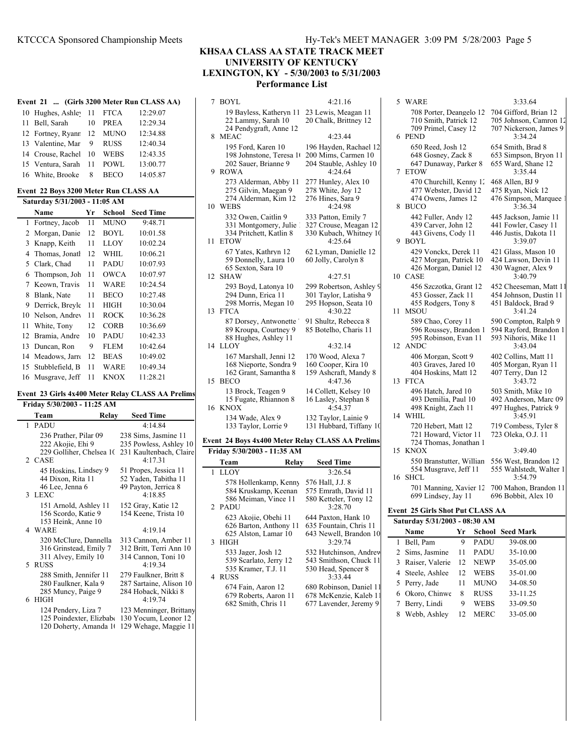# KHSAA CLASS AA STATE TRACK MEET
## UNIVERSITY OF KENTUCKY
## LEXINGTON, KY - 5/30/2003 to 5/31/2003
## Performance List

### Event 21 ... (Girls 3200 Meter Run CLASS AA)

| | Name | Yr | School | Seed Time |
|---|---|---|---|---|
| 10 | Hughes, Ashley | 11 | FTCA | 12:29.07 |
| 11 | Bell, Sarah | 10 | PREA | 12:29.34 |
| 12 | Fortney, Ryann | 12 | MUNO | 12:34.88 |
| 13 | Valentine, Mar | 9 | RUSS | 12:40.34 |
| 14 | Crouse, Rachel | 10 | WEBS | 12:43.35 |
| 15 | Ventura, Sarah | 11 | POWL | 13:00.77 |
| 16 | White, Brooke | 8 | BECO | 14:05.87 |

### Event 22 Boys 3200 Meter Run CLASS AA

Saturday 5/31/2003 - 11:05 AM

| | Name | Yr | School | Seed Time |
|---|---|---|---|---|
| 1 | Fortney, Jacob | 11 | MUNO | 9:48.71 |
| 2 | Morgan, Danie | 12 | BOYL | 10:01.58 |
| 3 | Knapp, Keith | 11 | LLOY | 10:02.24 |
| 4 | Thomas, Jonath | 12 | WHIL | 10:06.21 |
| 5 | Clark, Chad | 11 | PADU | 10:07.93 |
| 6 | Thompson, Joh | 11 | OWCA | 10:07.97 |
| 7 | Keown, Travis | 11 | WARE | 10:24.54 |
| 8 | Blank, Nate | 11 | BECO | 10:27.48 |
| 9 | Derrick, Breyle | 11 | HIGH | 10:30.04 |
| 10 | Nelson, Andrey | 11 | ROCK | 10:36.28 |
| 11 | White, Tony | 12 | CORB | 10:36.69 |
| 12 | Bramia, Andre | 10 | PADU | 10:42.33 |
| 13 | Duncan, Ron | 9 | FLEM | 10:42.64 |
| 14 | Meadows, Jarro | 12 | BEAS | 10:49.02 |
| 15 | Stubblefield, B | 11 | WARE | 10:49.34 |
| 16 | Musgrave, Jeff | 11 | KNOX | 11:28.21 |

### Event 23 Girls 4x400 Meter Relay CLASS AA Prelims

Friday 5/30/2003 - 11:25 AM

| | Team | Relay | Seed Time |
|---|---|---|---|
| 1 | PADU | | 4:14.84 |
| | 236 Prather, Pilar 09 | 238 Sims, Jasmine 11 | |
| | 222 Akojie, Ehi 9 | 235 Powless, Ashley 10 | |
| | 229 Golliher, Chelsea 10 | 231 Kaultenbach, Claire | |
| 2 | CASE | | 4:17.31 |
| | 45 Hoskins, Lindsey 9 | 51 Propes, Jessica 11 | |
| | 44 Dixon, Rita 11 | 52 Yaden, Tabitha 11 | |
| | 46 Lee, Jenna 6 | 49 Payton, Jerrica 8 | |
| 3 | LEXC | | 4:18.85 |
| | 151 Arnold, Ashley 11 | 152 Gray, Katie 12 | |
| | 156 Scordo, Katie 9 | 154 Keene, Trista 10 | |
| | 153 Heink, Anne 10 | | |
| 4 | WARE | | 4:19.14 |
| | 320 McClure, Dannella | 313 Cannon, Amber 11 | |
| | 316 Grinstead, Emily 7 | 312 Britt, Terri Ann 10 | |
| | 311 Alvey, Emily 10 | 314 Cannon, Toni 10 | |
| 5 | RUSS | | 4:19.34 |
| | 288 Smith, Jennifer 11 | 279 Faulkner, Britt 8 | |
| | 280 Faulkner, Kala 9 | 287 Sartaine, Alison 10 | |
| | 285 Muncy, Paige 9 | 284 Hoback, Nikki 8 | |
| 6 | HIGH | | 4:19.74 |
| | 124 Pendery, Liza 7 | 123 Menninger, Brittany | |
| | 125 Poindexter, Elizabeth | 130 Yocum, Leonor 12 | |
| | 120 Doherty, Amanda 10 | 129 Wehage, Maggie 11 | |
| 7 | BOYL | | 4:21.16 |
| | 19 Bayless, Katheryn 11 | 23 Lewis, Meagan 11 | |
| | 22 Lammy, Sarah 10 | 20 Chalk, Brittney 12 | |
| | 24 Pendygraft, Anne 12 | | |
| 8 | MEAC | | 4:23.44 |
| | 195 Ford, Karen 10 | 196 Hayden, Rachael 12 | |
| | 198 Johnstone, Teresa 10 | 200 Mims, Carmen 10 | |
| | 202 Sauer, Brianne 9 | 204 Stauble, Ashley 10 | |
| 9 | ROWA | | 4:24.64 |
| | 273 Alderman, Abby 11 | 277 Hunley, Alex 10 | |
| | 275 Gilvin, Maegan 9 | 278 White, Joy 12 | |
| | 274 Alderman, Kim 12 | 276 Hines, Sara 9 | |
| 10 | WEBS | | 4:24.98 |
| | 332 Owen, Caitlin 9 | 333 Patton, Emily 7 | |
| | 331 Montgomery, Julie | 327 Crouse, Meagan 12 | |
| | 334 Pritchett, Katlin 8 | 330 Kubach, Whitney 10 | |
| 11 | ETOW | | 4:25.64 |
| | 67 Yates, Kathryn 12 | 62 Lyman, Danielle 12 | |
| | 59 Donnelly, Laura 10 | 60 Jolly, Carolyn 8 | |
| | 65 Sexton, Sara 10 | | |
| 12 | SHAW | | 4:27.51 |
| | 293 Boyd, Latonya 10 | 299 Robertson, Ashley 9 | |
| | 294 Dunn, Erica 11 | 301 Taylor, Latisha 9 | |
| | 298 Morris, Megan 10 | 295 Hopson, Seata 10 | |
| 13 | FTCA | | 4:30.22 |
| | 87 Dorsey, Antwonette | 91 Shultz, Rebecca 8 | |
| | 89 Kroupa, Courtney 9 | 85 Botelho, Charis 11 | |
| | 88 Hughes, Ashley 11 | | |
| 14 | LLOY | | 4:32.14 |
| | 167 Marshall, Jenni 12 | 170 Wood, Alexa 7 | |
| | 168 Nieporte, Sondra 9 | 160 Cooper, Kira 10 | |
| | 162 Grant, Samantha 8 | 159 Ashcraft, Mandy 8 | |
| 15 | BECO | | 4:47.36 |
| | 13 Brock, Teagen 9 | 14 Collett, Kelsey 10 | |
| | 15 Fugate, Rhiannon 8 | 16 Lasley, Stephan 8 | |
| 16 | KNOX | | 4:54.37 |
| | 134 Wade, Alex 9 | 132 Taylor, Lainie 9 | |
| | 133 Taylor, Lorrie 9 | 131 Hubbard, Tiffany 10 | |

### Event 24 Boys 4x400 Meter Relay CLASS AA Prelims

Friday 5/30/2003 - 11:35 AM

| | Team | Relay | Seed Time |
|---|---|---|---|
| 1 | LLOY | | 3:26.54 |
| | 578 Hollenkamp, Kenny | 576 Hall, J.J. 8 | |
| | 584 Kruskamp, Keenan | 575 Emrath, David 11 | |
| | 586 Meiman, Vince 11 | 580 Ketteler, Tony 12 | |
| 2 | PADU | | 3:28.70 |
| | 623 Akojie, Obehi 11 | 644 Paxton, Hank 10 | |
| | 626 Barton, Anthony 11 | 635 Fountain, Chris 11 | |
| | 625 Alston, Lamar 10 | 643 Newell, Brandon 10 | |
| 3 | HIGH | | 3:29.74 |
| | 533 Jager, Josh 12 | 532 Hutchinson, Andrew | |
| | 539 Scarlato, Jerry 12 | 543 Smithson, Chuck 11 | |
| | 535 Kramer, T.J. 11 | 530 Head, Spencer 8 | |
| 4 | RUSS | | 3:33.44 |
| | 674 Fain, Aaron 12 | 680 Robinson, Daniel 11 | |
| | 679 Roberts, Aaron 11 | 678 McKenzie, Kaleb 11 | |
| | 682 Smith, Chris 11 | 677 Lavender, Jeremy 9 | |
| 5 | WARE | | 3:33.64 |
| | 708 Porter, Deangelo 12 | 704 Gifford, Brian 12 | |
| | 710 Smith, Patrick 12 | 705 Johnson, Camron 12 | |
| | 709 Primel, Casey 12 | 707 Nickerson, James 9 | |
| 6 | PEND | | 3:34.24 |
| | 650 Reed, Josh 12 | 654 Smith, Brad 8 | |
| | 648 Gosney, Zack 8 | 653 Simpson, Bryon 11 | |
| | 647 Dunaway, Parker 8 | 655 Ward, Shane 12 | |
| 7 | ETOW | | 3:35.44 |
| | 470 Churchill, Kenny 12 | 468 Allen, BJ 9 | |
| | 477 Webster, David 12 | 475 Ryan, Nick 12 | |
| | 474 Owens, James 12 | 476 Simpson, Marquee | |
| 8 | BUCO | | 3:36.34 |
| | 442 Fuller, Andy 12 | 445 Jackson, Jamie 11 | |
| | 439 Carver, John 12 | 441 Fowler, Casey 11 | |
| | 443 Givens, Cody 11 | 446 Justis, Dakota 11 | |
| 9 | BOYL | | 3:39.07 |
| | 429 Vonckx, Derek 11 | 421 Glass, Mason 10 | |
| | 427 Morgan, Patrick 10 | 424 Lawson, Devin 11 | |
| | 426 Morgan, Daniel 12 | 430 Wagner, Alex 9 | |
| 10 | CASE | | 3:40.79 |
| | 456 Szczotka, Grant 12 | 452 Cheeseman, Matt 11 | |
| | 453 Gosser, Zack 11 | 454 Johnson, Dustin 11 | |
| | 455 Rodgers, Tony 8 | 451 Baldock, Brad 9 | |
| 11 | MSOU | | 3:41.24 |
| | 589 Chao, Corey 11 | 590 Compton, Ralph 9 | |
| | 596 Roussey, Brandon 1 | 594 Rayford, Brandon 1 | |
| | 595 Robinson, Evan 11 | 593 Nihoris, Mike 11 | |
| 12 | ANDC | | 3:43.04 |
| | 406 Morgan, Scott 9 | 402 Collins, Matt 11 | |
| | 403 Graves, Jared 10 | 405 Morgan, Ryan 11 | |
| | 404 Hoskins, Matt 12 | 407 Terry, Dan 12 | |
| 13 | FTCA | | 3:43.72 |
| | 496 Hatch, Jared 10 | 503 Smith, Mike 10 | |
| | 493 Demilia, Paul 10 | 492 Anderson, Marc 09 | |
| | 498 Knight, Zach 11 | 497 Hughes, Patrick 9 | |
| 14 | WHIL | | 3:45.91 |
| | 720 Hebert, Matt 12 | 719 Combess, Tyler 8 | |
| | 721 Howard, Victor 11 | 723 Oleka, O.J. 11 | |
| | 724 Thomas, Jonathan 1 | | |
| 15 | KNOX | | 3:49.40 |
| | 550 Branstutter, Willian | 556 West, Brandon 12 | |
| | 554 Musgrave, Jeff 11 | 555 Wahlstedt, Walter 1 | |
| 16 | SHCL | | 3:54.79 |
| | 701 Manning, Xavier 12 | 700 Mahon, Brandon 11 | |
| | 699 Lindsey, Jay 11 | 696 Bobbit, Alex 10 | |

### Event 25 Girls Shot Put CLASS AA

Saturday 5/31/2003 - 08:30 AM

| | Name | Yr | School | Seed Mark |
|---|---|---|---|---|
| 1 | Bell, Pam | 9 | PADU | 39-08.00 |
| 2 | Sims, Jasmine | 11 | PADU | 35-10.00 |
| 3 | Raiser, Valerie | 12 | NEWP | 35-05.00 |
| 4 | Steele, Ashlee | 12 | WEBS | 35-01.00 |
| 5 | Perry, Jade | 11 | MUNO | 34-08.50 |
| 6 | Okoro, Chinwe | 8 | RUSS | 33-11.25 |
| 7 | Berry, Lindi | 9 | WEBS | 33-09.50 |
| 8 | Webb, Ashley | 12 | MERC | 33-05.00 |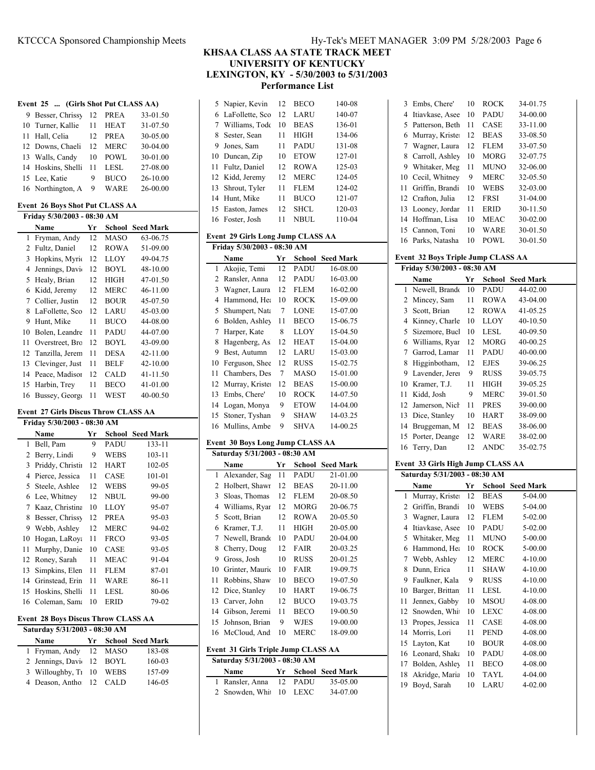# KHSAA CLASS AA STATE TRACK MEET
## UNIVERSITY OF KENTUCKY
## LEXINGTON, KY - 5/30/2003 to 5/31/2003
## Performance List

### Event 25 ... (Girls Shot Put CLASS AA)

| | Name | Yr | School | Seed Mark |
|---|---|---|---|---|
| 9 | Besser, Chrissy | 12 | PREA | 33-01.50 |
| 10 | Turner, Kallie | 11 | HEAT | 31-07.50 |
| 11 | Hall, Celia | 12 | PREA | 30-05.00 |
| 12 | Downs, Chaeli | 12 | MERC | 30-04.00 |
| 13 | Walls, Candy | 10 | POWL | 30-01.00 |
| 14 | Hoskins, Shelli | 11 | LESL | 27-08.00 |
| 15 | Lee, Katie | 9 | BUCO | 26-10.00 |
| 16 | Northington, A | 9 | WARE | 26-00.00 |

### Event 26 Boys Shot Put CLASS AA

Friday 5/30/2003 - 08:30 AM

| | Name | Yr | School | Seed Mark |
|---|---|---|---|---|
| 1 | Fryman, Andy | 12 | MASO | 63-06.75 |
| 2 | Fultz, Daniel | 12 | ROWA | 51-09.00 |
| 3 | Hopkins, Myric | 12 | LLOY | 49-04.75 |
| 4 | Jennings, Davi | 12 | BOYL | 48-10.00 |
| 5 | Healy, Brian | 12 | HIGH | 47-01.50 |
| 6 | Kidd, Jeremy | 12 | MERC | 46-11.00 |
| 7 | Collier, Justin | 12 | BOUR | 45-07.50 |
| 8 | LaFollette, Sco | 12 | LARU | 45-03.00 |
| 9 | Hunt, Mike | 11 | BUCO | 44-08.00 |
| 10 | Bolen, Leandre | 11 | PADU | 44-07.00 |
| 11 | Overstreet, Bro | 12 | BOYL | 43-09.00 |
| 12 | Tanzilla, Jerem | 11 | DESA | 42-11.00 |
| 13 | Clevinger, Just | 11 | BELF | 42-10.00 |
| 14 | Peace, Madisor | 12 | CALD | 41-11.50 |
| 15 | Harbin, Trey | 11 | BECO | 41-01.00 |
| 16 | Bussey, George | 11 | WEST | 40-00.50 |

### Event 27 Girls Discus Throw CLASS AA

Friday 5/30/2003 - 08:30 AM

| | Name | Yr | School | Seed Mark |
|---|---|---|---|---|
| 1 | Bell, Pam | 9 | PADU | 133-11 |
| 2 | Berry, Lindi | 9 | WEBS | 103-11 |
| 3 | Priddy, Christin | 12 | HART | 102-05 |
| 4 | Pierce, Jessica | 11 | CASE | 101-01 |
| 5 | Steele, Ashlee | 12 | WEBS | 99-05 |
| 6 | Lee, Whitney | 12 | NBUL | 99-00 |
| 7 | Kaaz, Christina | 10 | LLOY | 95-07 |
| 8 | Besser, Chrissy | 12 | PREA | 95-03 |
| 9 | Webb, Ashley | 12 | MERC | 94-02 |
| 10 | Hogan, LaRoya | 11 | FRCO | 93-05 |
| 11 | Murphy, Danie | 10 | CASE | 93-05 |
| 12 | Roney, Sarah | 11 | MEAC | 91-04 |
| 13 | Simpkins, Elen | 11 | FLEM | 87-01 |
| 14 | Grinstead, Erin | 11 | WARE | 86-11 |
| 15 | Hoskins, Shelli | 11 | LESL | 80-06 |
| 16 | Coleman, Sama | 10 | ERID | 79-02 |

### Event 28 Boys Discus Throw CLASS AA

Saturday 5/31/2003 - 08:30 AM

| | Name | Yr | School | Seed Mark |
|---|---|---|---|---|
| 1 | Fryman, Andy | 12 | MASO | 183-08 |
| 2 | Jennings, Davi | 12 | BOYL | 160-03 |
| 3 | Willoughby, Tr | 10 | WEBS | 157-09 |
| 4 | Deason, Antho | 12 | CALD | 146-05 |
| 5 | Napier, Kevin | 12 | BECO | 140-08 |
| 6 | LaFollette, Sco | 12 | LARU | 140-07 |
| 7 | Williams, Todo | 10 | BEAS | 136-01 |
| 8 | Sester, Sean | 11 | HIGH | 134-06 |
| 9 | Jones, Sam | 11 | PADU | 131-08 |
| 10 | Duncan, Zip | 10 | ETOW | 127-01 |
| 11 | Fultz, Daniel | 12 | ROWA | 125-03 |
| 12 | Kidd, Jeremy | 12 | MERC | 124-05 |
| 13 | Shrout, Tyler | 11 | FLEM | 124-02 |
| 14 | Hunt, Mike | 11 | BUCO | 121-07 |
| 15 | Easton, James | 12 | SHCL | 120-03 |
| 16 | Foster, Josh | 11 | NBUL | 110-04 |

### Event 29 Girls Long Jump CLASS AA

Friday 5/30/2003 - 08:30 AM

| | Name | Yr | School | Seed Mark |
|---|---|---|---|---|
| 1 | Akojie, Temi | 12 | PADU | 16-08.00 |
| 2 | Ransler, Anna | 12 | PADU | 16-03.00 |
| 3 | Wagner, Laura | 12 | FLEM | 16-02.00 |
| 4 | Hammond, Hea | 10 | ROCK | 15-09.00 |
| 5 | Shumpert, Nata | 7 | LONE | 15-07.00 |
| 6 | Bolden, Ashley | 11 | BECO | 15-06.75 |
| 7 | Harper, Kate | 8 | LLOY | 15-04.50 |
| 8 | Hagenberg, As | 12 | HEAT | 15-04.00 |
| 9 | Best, Autumn | 12 | LARU | 15-03.00 |
| 10 | Ferguson, Shee | 12 | RUSS | 15-02.75 |
| 11 | Chambers, Des | 7 | MASO | 15-01.00 |
| 12 | Murray, Kriste | 12 | BEAS | 15-00.00 |
| 13 | Embs, Chere' | 10 | ROCK | 14-07.50 |
| 14 | Logan, Monya | 9 | ETOW | 14-04.00 |
| 15 | Stoner, Tyshan | 9 | SHAW | 14-03.25 |
| 16 | Mullins, Ambe | 9 | SHVA | 14-00.25 |

### Event 30 Boys Long Jump CLASS AA

Saturday 5/31/2003 - 08:30 AM

| | Name | Yr | School | Seed Mark |
|---|---|---|---|---|
| 1 | Alexander, Sag | 11 | PADU | 21-01.00 |
| 2 | Holbert, Shawr | 12 | BEAS | 20-11.00 |
| 3 | Sloas, Thomas | 12 | FLEM | 20-08.50 |
| 4 | Williams, Ryar | 12 | MORG | 20-06.75 |
| 5 | Scott, Brian | 12 | ROWA | 20-05.50 |
| 6 | Kramer, T.J. | 11 | HIGH | 20-05.00 |
| 7 | Newell, Brando | 10 | PADU | 20-04.00 |
| 8 | Cherry, Doug | 12 | FAIR | 20-03.25 |
| 9 | Gross, Josh | 10 | RUSS | 20-01.25 |
| 10 | Grinter, Mauric | 10 | FAIR | 19-09.75 |
| 11 | Robbins, Shaw | 10 | BECO | 19-07.50 |
| 12 | Dice, Stanley | 10 | HART | 19-06.75 |
| 13 | Carver, John | 12 | BUCO | 19-03.75 |
| 14 | Gibson, Jeremi | 11 | BECO | 19-00.50 |
| 15 | Johnson, Brian | 9 | WJES | 19-00.00 |
| 16 | McCloud, And | 10 | MERC | 18-09.00 |

### Event 31 Girls Triple Jump CLASS AA

Saturday 5/31/2003 - 08:30 AM

| | Name | Yr | School | Seed Mark |
|---|---|---|---|---|
| 1 | Ransler, Anna | 12 | PADU | 35-05.00 |
| 2 | Snowden, Whit | 10 | LEXC | 34-07.00 |
| 3 | Embs, Chere' | 10 | ROCK | 34-01.75 |
| 4 | Itiavkase, Asee | 10 | PADU | 34-00.00 |
| 5 | Patterson, Beth | 11 | CASE | 33-11.00 |
| 6 | Murray, Kriste | 12 | BEAS | 33-08.50 |
| 7 | Wagner, Laura | 12 | FLEM | 33-07.50 |
| 8 | Carroll, Ashley | 10 | MORG | 32-07.75 |
| 9 | Whitaker, Meg | 11 | MUNO | 32-06.00 |
| 10 | Cecil, Whitney | 9 | MERC | 32-05.50 |
| 11 | Griffin, Brandi | 10 | WEBS | 32-03.00 |
| 12 | Crafton, Julia | 12 | FRSI | 31-04.00 |
| 13 | Looney, Jordar | 11 | ERID | 30-11.50 |
| 14 | Hoffman, Lisa | 10 | MEAC | 30-02.00 |
| 15 | Cannon, Toni | 10 | WARE | 30-01.50 |
| 16 | Parks, Natasha | 10 | POWL | 30-01.50 |

### Event 32 Boys Triple Jump CLASS AA

Friday 5/30/2003 - 08:30 AM

| | Name | Yr | School | Seed Mark |
|---|---|---|---|---|
| 1 | Newell, Brando | 10 | PADU | 44-02.00 |
| 2 | Mincey, Sam | 11 | ROWA | 43-04.00 |
| 3 | Scott, Brian | 12 | ROWA | 41-05.25 |
| 4 | Kinney, Charle | 10 | LLOY | 40-10.50 |
| 5 | Sizemore, Bucl | 10 | LESL | 40-09.50 |
| 6 | Williams, Ryar | 12 | MORG | 40-00.25 |
| 7 | Garrod, Lamar | 11 | PADU | 40-00.00 |
| 8 | Higginbotham, | 12 | EJES | 39-06.25 |
| 9 | Lavender, Jerer | 9 | RUSS | 39-05.75 |
| 10 | Kramer, T.J. | 11 | HIGH | 39-05.25 |
| 11 | Kidd, Josh | 9 | MERC | 39-01.50 |
| 12 | Jamerson, Nich | 11 | PRES | 39-00.00 |
| 13 | Dice, Stanley | 10 | HART | 38-09.00 |
| 14 | Bruggeman, M | 12 | BEAS | 38-06.00 |
| 15 | Porter, Deange | 12 | WARE | 38-02.00 |
| 16 | Terry, Dan | 12 | ANDC | 35-02.75 |

### Event 33 Girls High Jump CLASS AA

Saturday 5/31/2003 - 08:30 AM

| | Name | Yr | School | Seed Mark |
|---|---|---|---|---|
| 1 | Murray, Kriste | 12 | BEAS | 5-04.00 |
| 2 | Griffin, Brandi | 10 | WEBS | 5-04.00 |
| 3 | Wagner, Laura | 12 | FLEM | 5-02.00 |
| 4 | Itiavkase, Asee | 10 | PADU | 5-02.00 |
| 5 | Whitaker, Meg | 11 | MUNO | 5-00.00 |
| 6 | Hammond, Hea | 10 | ROCK | 5-00.00 |
| 7 | Webb, Ashley | 12 | MERC | 4-10.00 |
| 8 | Dunn, Erica | 11 | SHAW | 4-10.00 |
| 9 | Faulkner, Kala | 9 | RUSS | 4-10.00 |
| 10 | Barger, Brittan | 11 | LESL | 4-10.00 |
| 11 | Jennex, Gabby | 10 | MSOU | 4-08.00 |
| 12 | Snowden, Whit | 10 | LEXC | 4-08.00 |
| 13 | Propes, Jessica | 11 | CASE | 4-08.00 |
| 14 | Morris, Lori | 11 | PEND | 4-08.00 |
| 15 | Layton, Kat | 10 | BOUR | 4-08.00 |
| 16 | Leonard, Shaka | 10 | PADU | 4-08.00 |
| 17 | Bolden, Ashley | 11 | BECO | 4-08.00 |
| 18 | Akridge, Maria | 10 | TAYL | 4-04.00 |
| 19 | Boyd, Sarah | 10 | LARU | 4-02.00 |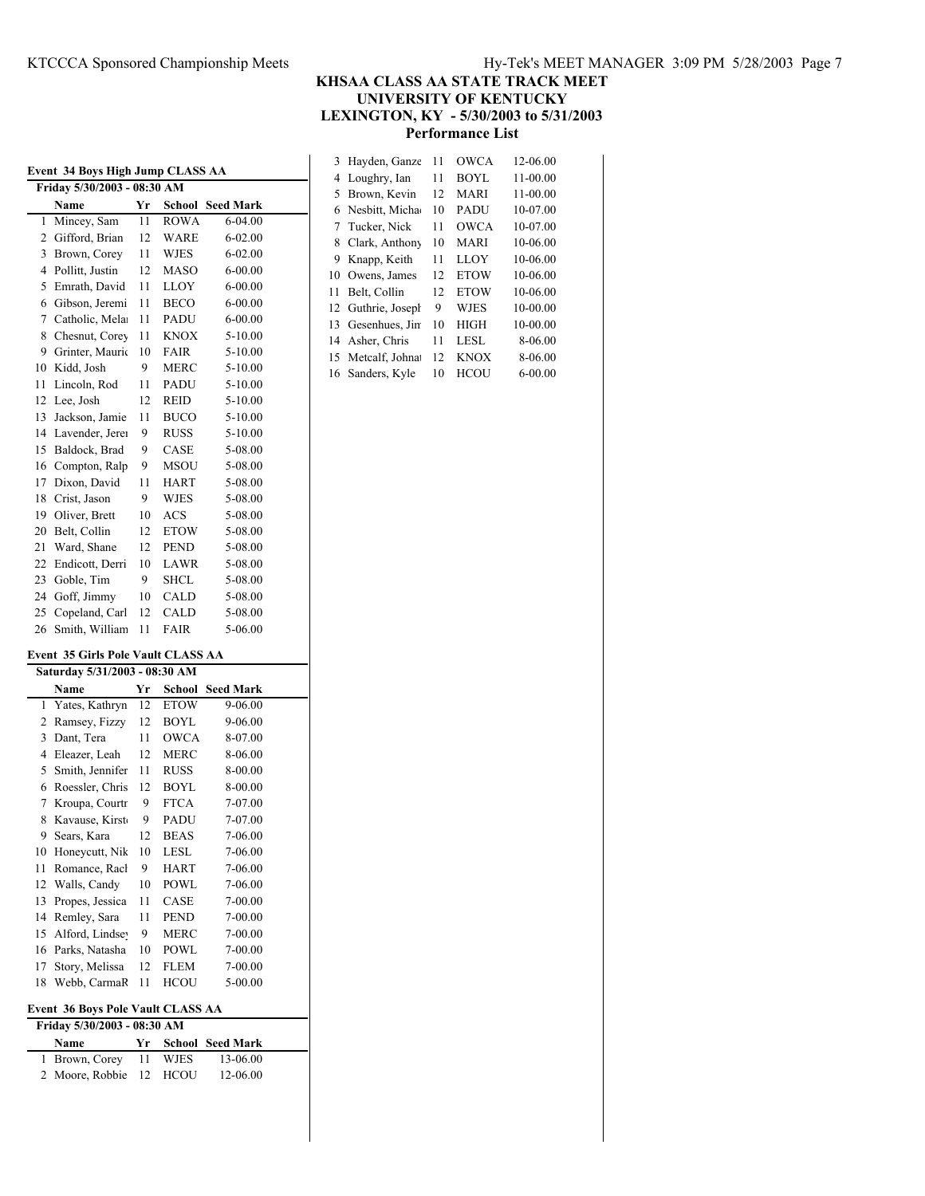## KHSAA CLASS AA STATE TRACK MEET
## UNIVERSITY OF KENTUCKY
## LEXINGTON, KY - 5/30/2003 to 5/31/2003
## Performance List

### Event 34 Boys High Jump CLASS AA

**Friday 5/30/2003 - 08:30 AM**

| | Name | Yr | School | Seed Mark |
|---|---|---|---|---|
| 1 | Mincey, Sam | 11 | ROWA | 6-04.00 |
| 2 | Gifford, Brian | 12 | WARE | 6-02.00 |
| 3 | Brown, Corey | 11 | WJES | 6-02.00 |
| 4 | Pollitt, Justin | 12 | MASO | 6-00.00 |
| 5 | Emrath, David | 11 | LLOY | 6-00.00 |
| 6 | Gibson, Jeremi | 11 | BECO | 6-00.00 |
| 7 | Catholic, Melai | 11 | PADU | 6-00.00 |
| 8 | Chesnut, Corey | 11 | KNOX | 5-10.00 |
| 9 | Grinter, Mauric | 10 | FAIR | 5-10.00 |
| 10 | Kidd, Josh | 9 | MERC | 5-10.00 |
| 11 | Lincoln, Rod | 11 | PADU | 5-10.00 |
| 12 | Lee, Josh | 12 | REID | 5-10.00 |
| 13 | Jackson, Jamie | 11 | BUCO | 5-10.00 |
| 14 | Lavender, Jerei | 9 | RUSS | 5-10.00 |
| 15 | Baldock, Brad | 9 | CASE | 5-08.00 |
| 16 | Compton, Ralp | 9 | MSOU | 5-08.00 |
| 17 | Dixon, David | 11 | HART | 5-08.00 |
| 18 | Crist, Jason | 9 | WJES | 5-08.00 |
| 19 | Oliver, Brett | 10 | ACS | 5-08.00 |
| 20 | Belt, Collin | 12 | ETOW | 5-08.00 |
| 21 | Ward, Shane | 12 | PEND | 5-08.00 |
| 22 | Endicott, Derri | 10 | LAWR | 5-08.00 |
| 23 | Goble, Tim | 9 | SHCL | 5-08.00 |
| 24 | Goff, Jimmy | 10 | CALD | 5-08.00 |
| 25 | Copeland, Carl | 12 | CALD | 5-08.00 |
| 26 | Smith, William | 11 | FAIR | 5-06.00 |

### Event 35 Girls Pole Vault CLASS AA

**Saturday 5/31/2003 - 08:30 AM**

| | Name | Yr | School | Seed Mark |
|---|---|---|---|---|
| 1 | Yates, Kathryn | 12 | ETOW | 9-06.00 |
| 2 | Ramsey, Fizzy | 12 | BOYL | 9-06.00 |
| 3 | Dant, Tera | 11 | OWCA | 8-07.00 |
| 4 | Eleazer, Leah | 12 | MERC | 8-06.00 |
| 5 | Smith, Jennifer | 11 | RUSS | 8-00.00 |
| 6 | Roessler, Chris | 12 | BOYL | 8-00.00 |
| 7 | Kroupa, Courtr | 9 | FTCA | 7-07.00 |
| 8 | Kavause, Kirsti | 9 | PADU | 7-07.00 |
| 9 | Sears, Kara | 12 | BEAS | 7-06.00 |
| 10 | Honeycutt, Nik | 10 | LESL | 7-06.00 |
| 11 | Romance, Racl | 9 | HART | 7-06.00 |
| 12 | Walls, Candy | 10 | POWL | 7-06.00 |
| 13 | Propes, Jessica | 11 | CASE | 7-00.00 |
| 14 | Remley, Sara | 11 | PEND | 7-00.00 |
| 15 | Alford, Lindsey | 9 | MERC | 7-00.00 |
| 16 | Parks, Natasha | 10 | POWL | 7-00.00 |
| 17 | Story, Melissa | 12 | FLEM | 7-00.00 |
| 18 | Webb, CarmaR | 11 | HCOU | 5-00.00 |

### Event 36 Boys Pole Vault CLASS AA

**Friday 5/30/2003 - 08:30 AM**

| | Name | Yr | School | Seed Mark |
|---|---|---|---|---|
| 1 | Brown, Corey | 11 | WJES | 13-06.00 |
| 2 | Moore, Robbie | 12 | HCOU | 12-06.00 |
| 3 | Hayden, Ganze | 11 | OWCA | 12-06.00 |
| 4 | Loughry, Ian | 11 | BOYL | 11-00.00 |
| 5 | Brown, Kevin | 12 | MARI | 11-00.00 |
| 6 | Nesbitt, Michae | 10 | PADU | 10-07.00 |
| 7 | Tucker, Nick | 11 | OWCA | 10-07.00 |
| 8 | Clark, Anthony | 10 | MARI | 10-06.00 |
| 9 | Knapp, Keith | 11 | LLOY | 10-06.00 |
| 10 | Owens, James | 12 | ETOW | 10-06.00 |
| 11 | Belt, Collin | 12 | ETOW | 10-06.00 |
| 12 | Guthrie, Josepl | 9 | WJES | 10-00.00 |
| 13 | Gesenhues, Jim | 10 | HIGH | 10-00.00 |
| 14 | Asher, Chris | 11 | LESL | 8-06.00 |
| 15 | Metcalf, Johnat | 12 | KNOX | 8-06.00 |
| 16 | Sanders, Kyle | 10 | HCOU | 6-00.00 |